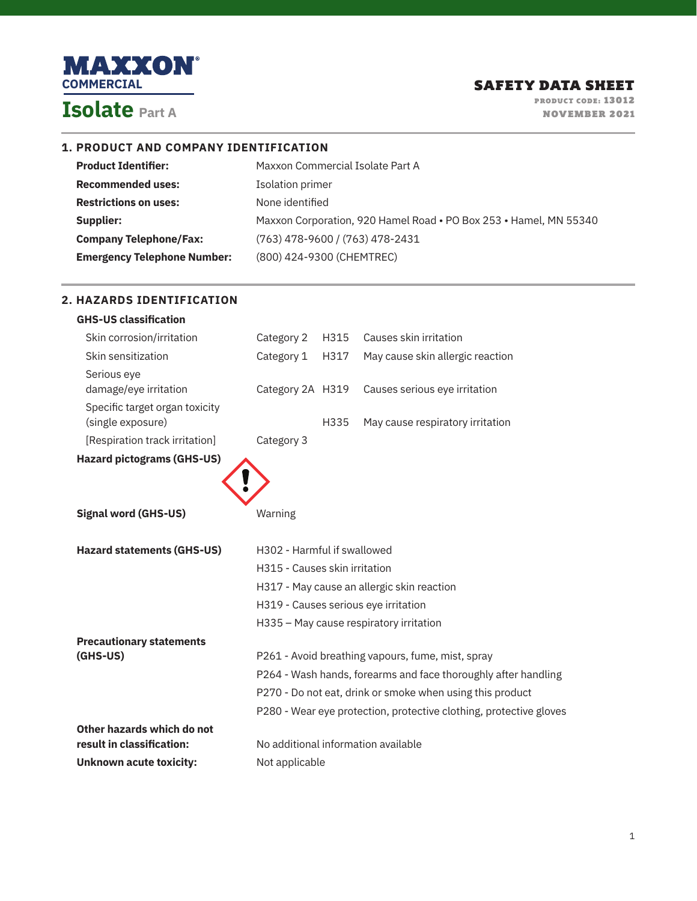# MAXXON COMMERCIAL

# Isolate Part A

**SAFETY DATA SHEET**
PRODUCT CODE: 13012
NOVEMBER 2021

## 1. PRODUCT AND COMPANY IDENTIFICATION

| | |
|---|---|
| **Product Identifier:** | Maxxon Commercial Isolate Part A |
| **Recommended uses:** | Isolation primer |
| **Restrictions on uses:** | None identified |
| **Supplier:** | Maxxon Corporation, 920 Hamel Road • PO Box 253 • Hamel, MN 55340 |
| **Company Telephone/Fax:** | (763) 478-9600 / (763) 478-2431 |
| **Emergency Telephone Number:** | (800) 424-9300 (CHEMTREC) |

## 2. HAZARDS IDENTIFICATION

**GHS-US classification**

| | | | |
|---|---|---|---|
| Skin corrosion/irritation | Category 2 | H315 | Causes skin irritation |
| Skin sensitization | Category 1 | H317 | May cause skin allergic reaction |
| Serious eye damage/eye irritation | Category 2A | H319 | Causes serious eye irritation |
| Specific target organ toxicity (single exposure) [Respiration track irritation] | Category 3 | H335 | May cause respiratory irritation |

**Hazard pictograms (GHS-US)**

**Signal word (GHS-US)** Warning

**Hazard statements (GHS-US)**

H302 - Harmful if swallowed
H315 - Causes skin irritation
H317 - May cause an allergic skin reaction
H319 - Causes serious eye irritation
H335 – May cause respiratory irritation

**Precautionary statements (GHS-US)**

P261 - Avoid breathing vapours, fume, mist, spray
P264 - Wash hands, forearms and face thoroughly after handling
P270 - Do not eat, drink or smoke when using this product
P280 - Wear eye protection, protective clothing, protective gloves

**Other hazards which do not result in classification:** No additional information available

**Unknown acute toxicity:** Not applicable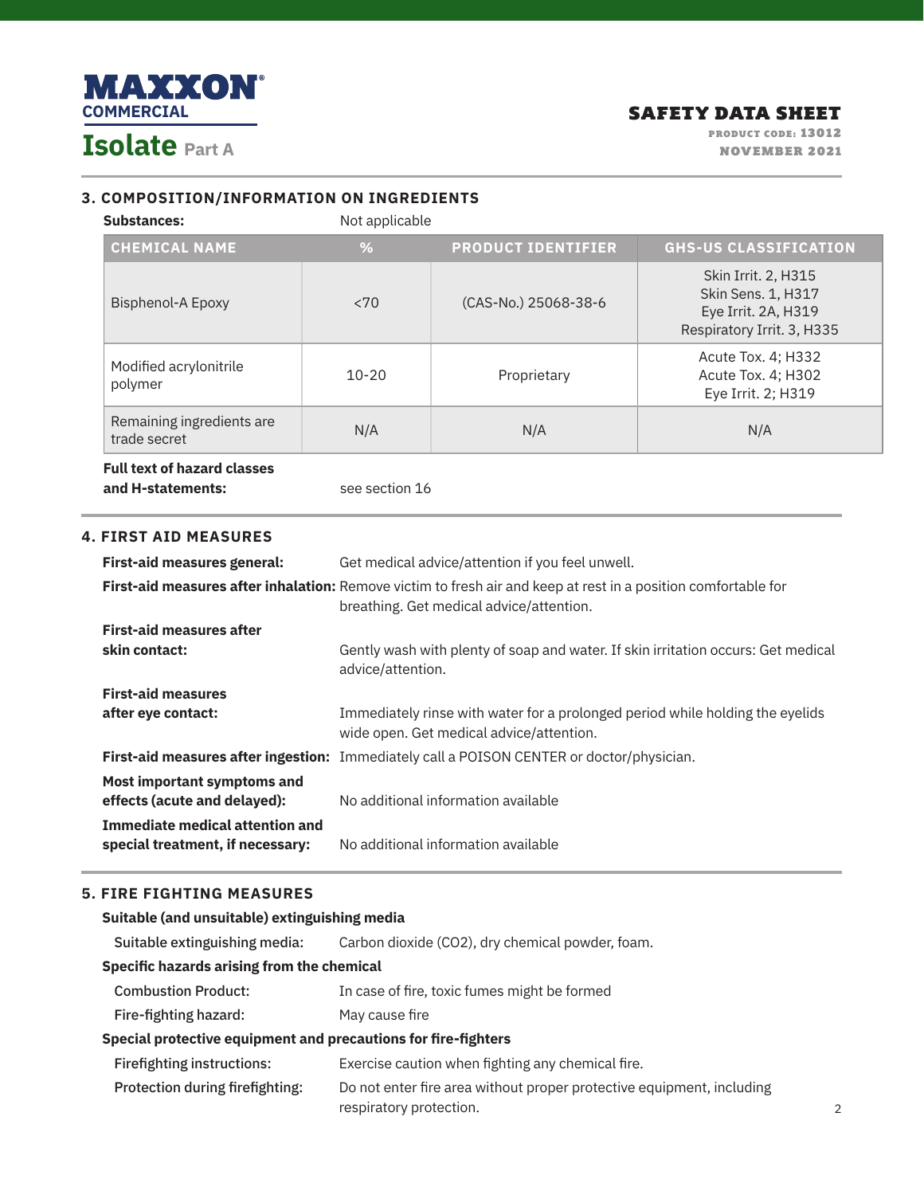## 3. COMPOSITION/INFORMATION ON INGREDIENTS

**Substances:** Not applicable

| CHEMICAL NAME | % | PRODUCT IDENTIFIER | GHS-US CLASSIFICATION |
|---|---|---|---|
| Bisphenol-A Epoxy | <70 | (CAS-No.) 25068-38-6 | Skin Irrit. 2, H315<br>Skin Sens. 1, H317<br>Eye Irrit. 2A, H319<br>Respiratory Irrit. 3, H335 |
| Modified acrylonitrile polymer | 10-20 | Proprietary | Acute Tox. 4; H332<br>Acute Tox. 4; H302<br>Eye Irrit. 2; H319 |
| Remaining ingredients are trade secret | N/A | N/A | N/A |

**Full text of hazard classes and H-statements:** see section 16

## 4. FIRST AID MEASURES

**First-aid measures general:** Get medical advice/attention if you feel unwell.

**First-aid measures after inhalation:** Remove victim to fresh air and keep at rest in a position comfortable for breathing. Get medical advice/attention.

**First-aid measures after skin contact:** Gently wash with plenty of soap and water. If skin irritation occurs: Get medical advice/attention.

**First-aid measures after eye contact:** Immediately rinse with water for a prolonged period while holding the eyelids wide open. Get medical advice/attention.

**First-aid measures after ingestion:** Immediately call a POISON CENTER or doctor/physician.

**Most important symptoms and effects (acute and delayed):** No additional information available

**Immediate medical attention and special treatment, if necessary:** No additional information available

## 5. FIRE FIGHTING MEASURES

**Suitable (and unsuitable) extinguishing media**

Suitable extinguishing media: Carbon dioxide ($CO_2$), dry chemical powder, foam.

**Specific hazards arising from the chemical**

Combustion Product: In case of fire, toxic fumes might be formed

Fire-fighting hazard: May cause fire

**Special protective equipment and precautions for fire-fighters**

Firefighting instructions: Exercise caution when fighting any chemical fire.

Protection during firefighting: Do not enter fire area without proper protective equipment, including respiratory protection.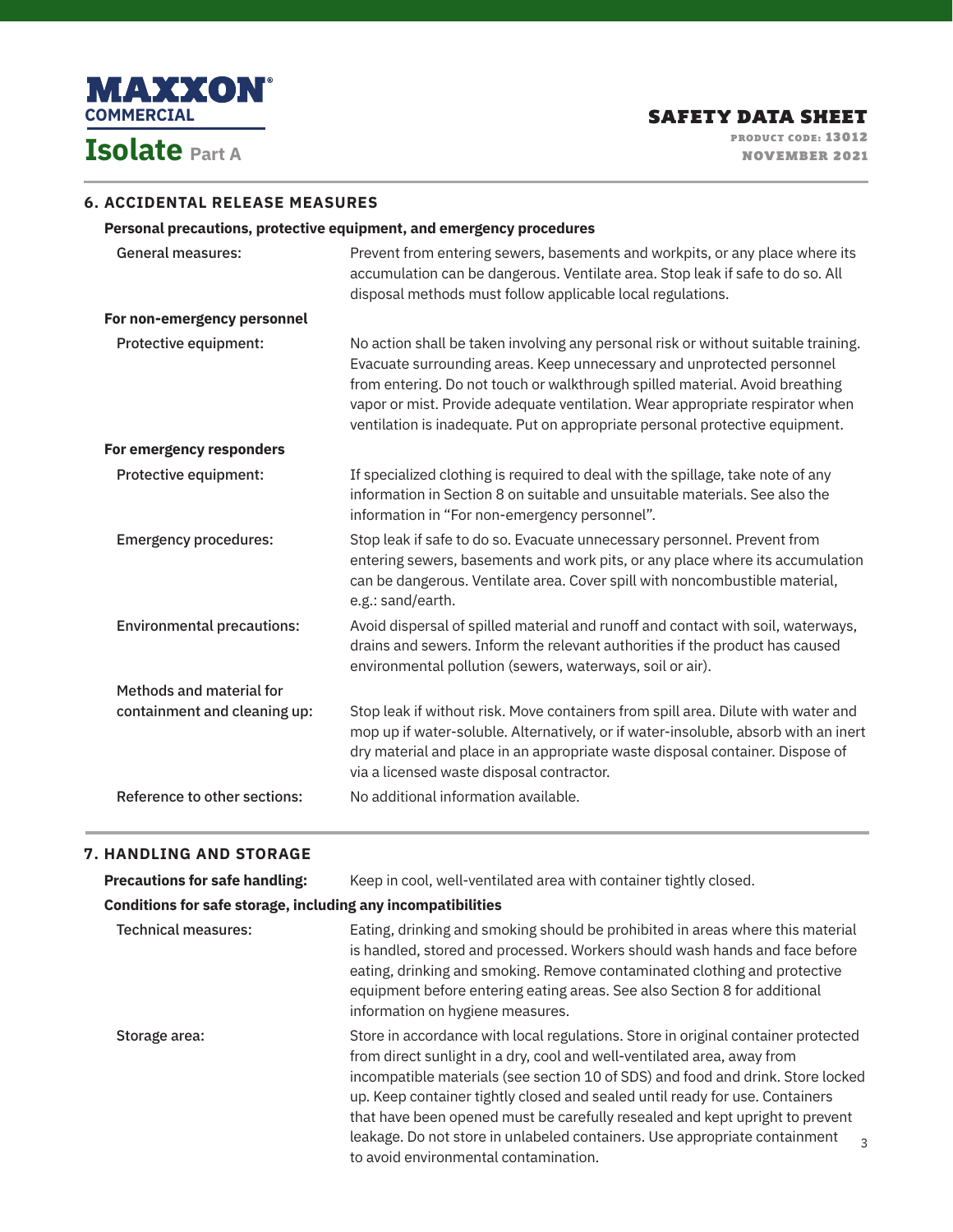## 6. ACCIDENTAL RELEASE MEASURES

### Personal precautions, protective equipment, and emergency procedures

**General measures:** Prevent from entering sewers, basements and workpits, or any place where its accumulation can be dangerous. Ventilate area. Stop leak if safe to do so. All disposal methods must follow applicable local regulations.

**For non-emergency personnel**

**Protective equipment:** No action shall be taken involving any personal risk or without suitable training. Evacuate surrounding areas. Keep unnecessary and unprotected personnel from entering. Do not touch or walkthrough spilled material. Avoid breathing vapor or mist. Provide adequate ventilation. Wear appropriate respirator when ventilation is inadequate. Put on appropriate personal protective equipment.

**For emergency responders**

**Protective equipment:** If specialized clothing is required to deal with the spillage, take note of any information in Section 8 on suitable and unsuitable materials. See also the information in "For non-emergency personnel".

**Emergency procedures:** Stop leak if safe to do so. Evacuate unnecessary personnel. Prevent from entering sewers, basements and work pits, or any place where its accumulation can be dangerous. Ventilate area. Cover spill with noncombustible material, e.g.: sand/earth.

**Environmental precautions:** Avoid dispersal of spilled material and runoff and contact with soil, waterways, drains and sewers. Inform the relevant authorities if the product has caused environmental pollution (sewers, waterways, soil or air).

**Methods and material for containment and cleaning up:** Stop leak if without risk. Move containers from spill area. Dilute with water and mop up if water-soluble. Alternatively, or if water-insoluble, absorb with an inert dry material and place in an appropriate waste disposal container. Dispose of via a licensed waste disposal contractor.

**Reference to other sections:** No additional information available.

## 7. HANDLING AND STORAGE

**Precautions for safe handling:** Keep in cool, well-ventilated area with container tightly closed.

### Conditions for safe storage, including any incompatibilities

**Technical measures:** Eating, drinking and smoking should be prohibited in areas where this material is handled, stored and processed. Workers should wash hands and face before eating, drinking and smoking. Remove contaminated clothing and protective equipment before entering eating areas. See also Section 8 for additional information on hygiene measures.

**Storage area:** Store in accordance with local regulations. Store in original container protected from direct sunlight in a dry, cool and well-ventilated area, away from incompatible materials (see section 10 of SDS) and food and drink. Store locked up. Keep container tightly closed and sealed until ready for use. Containers that have been opened must be carefully resealed and kept upright to prevent leakage. Do not store in unlabeled containers. Use appropriate containment to avoid environmental contamination.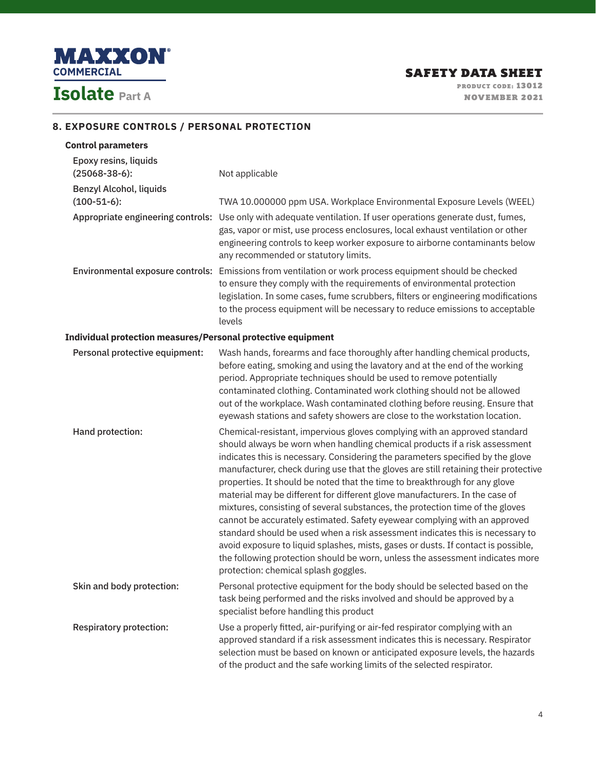## 8. EXPOSURE CONTROLS / PERSONAL PROTECTION

### Control parameters

**Epoxy resins, liquids (25068-38-6):** Not applicable

**Benzyl Alcohol, liquids (100-51-6):** TWA 10.000000 ppm USA. Workplace Environmental Exposure Levels (WEEL)

**Appropriate engineering controls:** Use only with adequate ventilation. If user operations generate dust, fumes, gas, vapor or mist, use process enclosures, local exhaust ventilation or other engineering controls to keep worker exposure to airborne contaminants below any recommended or statutory limits.

**Environmental exposure controls:** Emissions from ventilation or work process equipment should be checked to ensure they comply with the requirements of environmental protection legislation. In some cases, fume scrubbers, filters or engineering modifications to the process equipment will be necessary to reduce emissions to acceptable levels

### Individual protection measures/Personal protective equipment

**Personal protective equipment:** Wash hands, forearms and face thoroughly after handling chemical products, before eating, smoking and using the lavatory and at the end of the working period. Appropriate techniques should be used to remove potentially contaminated clothing. Contaminated work clothing should not be allowed out of the workplace. Wash contaminated clothing before reusing. Ensure that eyewash stations and safety showers are close to the workstation location.

**Hand protection:** Chemical-resistant, impervious gloves complying with an approved standard should always be worn when handling chemical products if a risk assessment indicates this is necessary. Considering the parameters specified by the glove manufacturer, check during use that the gloves are still retaining their protective properties. It should be noted that the time to breakthrough for any glove material may be different for different glove manufacturers. In the case of mixtures, consisting of several substances, the protection time of the gloves cannot be accurately estimated. Safety eyewear complying with an approved standard should be used when a risk assessment indicates this is necessary to avoid exposure to liquid splashes, mists, gases or dusts. If contact is possible, the following protection should be worn, unless the assessment indicates more protection: chemical splash goggles.

**Skin and body protection:** Personal protective equipment for the body should be selected based on the task being performed and the risks involved and should be approved by a specialist before handling this product

**Respiratory protection:** Use a properly fitted, air-purifying or air-fed respirator complying with an approved standard if a risk assessment indicates this is necessary. Respirator selection must be based on known or anticipated exposure levels, the hazards of the product and the safe working limits of the selected respirator.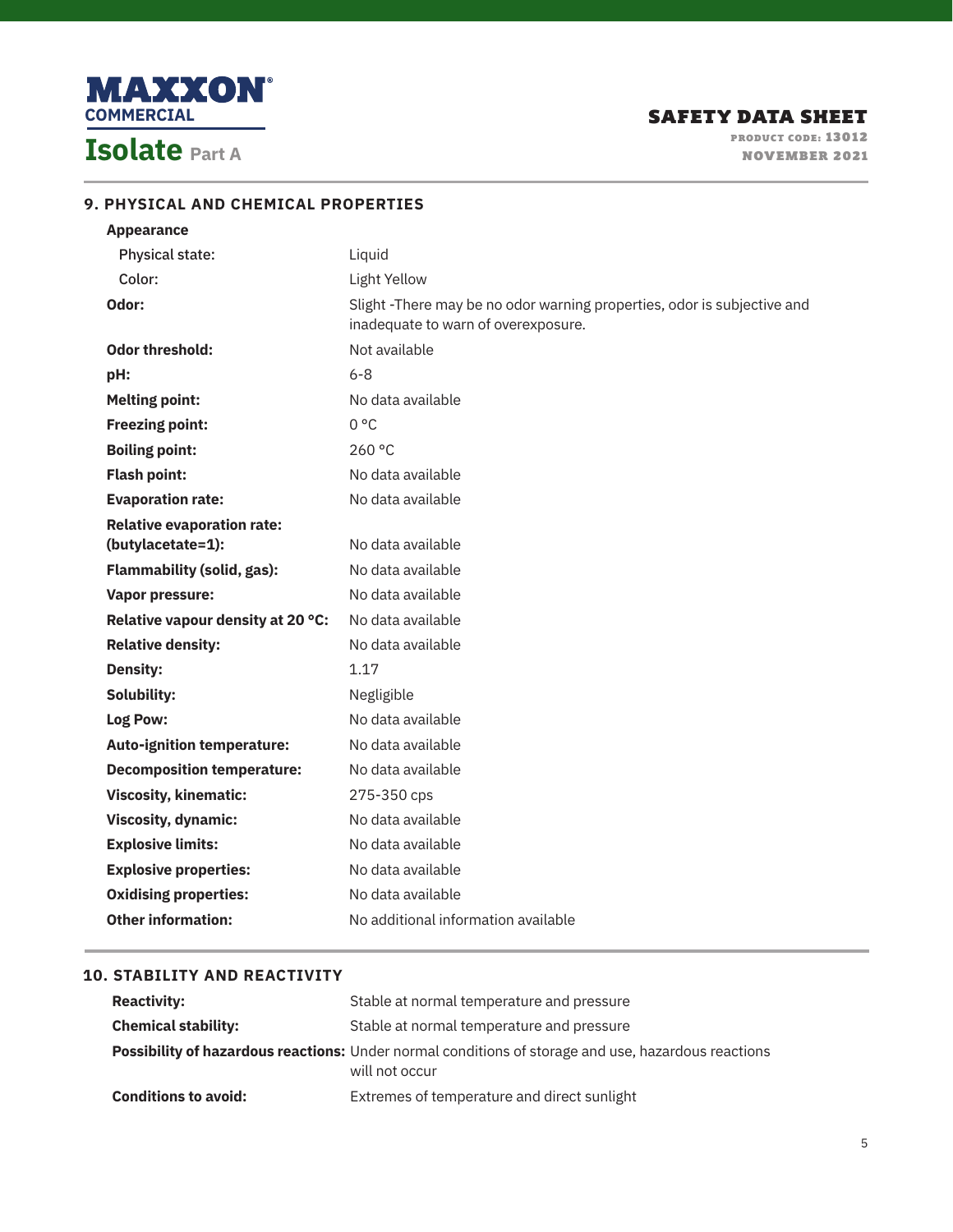# 9. PHYSICAL AND CHEMICAL PROPERTIES

| Property | Value |
|---|---|
| **Appearance** | |
| Physical state: | Liquid |
| Color: | Light Yellow |
| **Odor:** | Slight -There may be no odor warning properties, odor is subjective and inadequate to warn of overexposure. |
| **Odor threshold:** | Not available |
| **pH:** | 6-8 |
| **Melting point:** | No data available |
| **Freezing point:** | 0 °C |
| **Boiling point:** | 260 °C |
| **Flash point:** | No data available |
| **Evaporation rate:** | No data available |
| **Relative evaporation rate: (butylacetate=1):** | No data available |
| **Flammability (solid, gas):** | No data available |
| **Vapor pressure:** | No data available |
| **Relative vapour density at 20 °C:** | No data available |
| **Relative density:** | No data available |
| **Density:** | 1.17 |
| **Solubility:** | Negligible |
| **Log Pow:** | No data available |
| **Auto-ignition temperature:** | No data available |
| **Decomposition temperature:** | No data available |
| **Viscosity, kinematic:** | 275-350 cps |
| **Viscosity, dynamic:** | No data available |
| **Explosive limits:** | No data available |
| **Explosive properties:** | No data available |
| **Oxidising properties:** | No data available |
| **Other information:** | No additional information available |

# 10. STABILITY AND REACTIVITY

| Property | Value |
|---|---|
| **Reactivity:** | Stable at normal temperature and pressure |
| **Chemical stability:** | Stable at normal temperature and pressure |
| **Possibility of hazardous reactions:** | Under normal conditions of storage and use, hazardous reactions will not occur |
| **Conditions to avoid:** | Extremes of temperature and direct sunlight |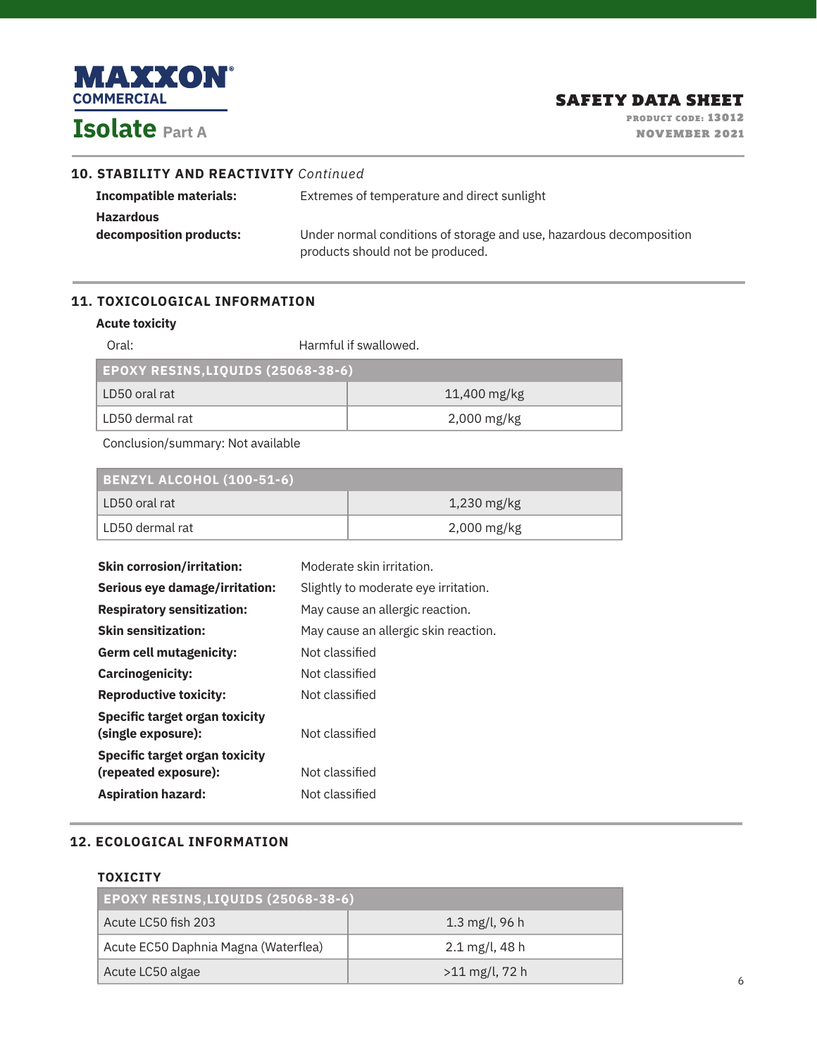## 10. STABILITY AND REACTIVITY *Continued*

**Incompatible materials:** Extremes of temperature and direct sunlight

**Hazardous decomposition products:** Under normal conditions of storage and use, hazardous decomposition products should not be produced.

## 11. TOXICOLOGICAL INFORMATION

**Acute toxicity**

Oral: Harmful if swallowed.

| EPOXY RESINS,LIQUIDS (25068-38-6) | |
|---|---|
| LD50 oral rat | 11,400 mg/kg |
| LD50 dermal rat | 2,000 mg/kg |

Conclusion/summary: Not available

| BENZYL ALCOHOL (100-51-6) | |
|---|---|
| LD50 oral rat | 1,230 mg/kg |
| LD50 dermal rat | 2,000 mg/kg |

**Skin corrosion/irritation:** Moderate skin irritation.

**Serious eye damage/irritation:** Slightly to moderate eye irritation.

**Respiratory sensitization:** May cause an allergic reaction.

**Skin sensitization:** May cause an allergic skin reaction.

**Germ cell mutagenicity:** Not classified

**Carcinogenicity:** Not classified

**Reproductive toxicity:** Not classified

**Specific target organ toxicity (single exposure):** Not classified

**Specific target organ toxicity (repeated exposure):** Not classified

**Aspiration hazard:** Not classified

## 12. ECOLOGICAL INFORMATION

**TOXICITY**

| EPOXY RESINS,LIQUIDS (25068-38-6) | |
|---|---|
| Acute LC50 fish 203 | 1.3 mg/l, 96 h |
| Acute EC50 Daphnia Magna (Waterflea) | 2.1 mg/l, 48 h |
| Acute LC50 algae | >11 mg/l, 72 h |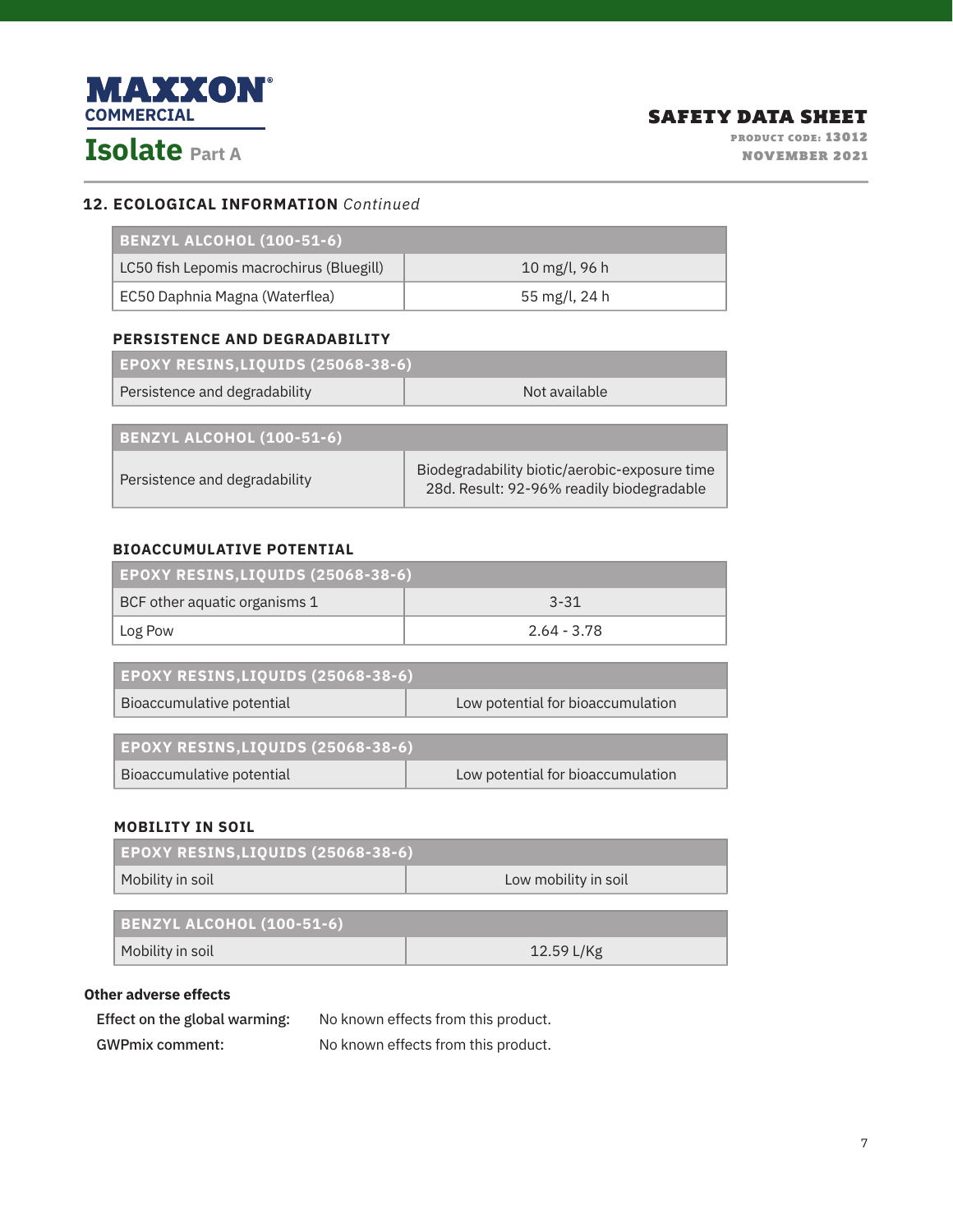## 12. ECOLOGICAL INFORMATION *Continued*

| BENZYL ALCOHOL (100-51-6) | |
|---|---|
| LC50 fish Lepomis macrochirus (Bluegill) | 10 mg/l, 96 h |
| EC50 Daphnia Magna (Waterflea) | 55 mg/l, 24 h |

### PERSISTENCE AND DEGRADABILITY

| EPOXY RESINS,LIQUIDS (25068-38-6) | |
|---|---|
| Persistence and degradability | Not available |

| BENZYL ALCOHOL (100-51-6) | |
|---|---|
| Persistence and degradability | Biodegradability biotic/aerobic-exposure time 28d. Result: 92-96% readily biodegradable |

### BIOACCUMULATIVE POTENTIAL

| EPOXY RESINS,LIQUIDS (25068-38-6) | |
|---|---|
| BCF other aquatic organisms 1 | 3-31 |
| Log Pow | 2.64 - 3.78 |

| EPOXY RESINS,LIQUIDS (25068-38-6) | |
|---|---|
| Bioaccumulative potential | Low potential for bioaccumulation |

| EPOXY RESINS,LIQUIDS (25068-38-6) | |
|---|---|
| Bioaccumulative potential | Low potential for bioaccumulation |

### MOBILITY IN SOIL

| EPOXY RESINS,LIQUIDS (25068-38-6) | |
|---|---|
| Mobility in soil | Low mobility in soil |

| BENZYL ALCOHOL (100-51-6) | |
|---|---|
| Mobility in soil | 12.59 L/Kg |

**Other adverse effects**

**Effect on the global warming:** No known effects from this product.

**GWPmix comment:** No known effects from this product.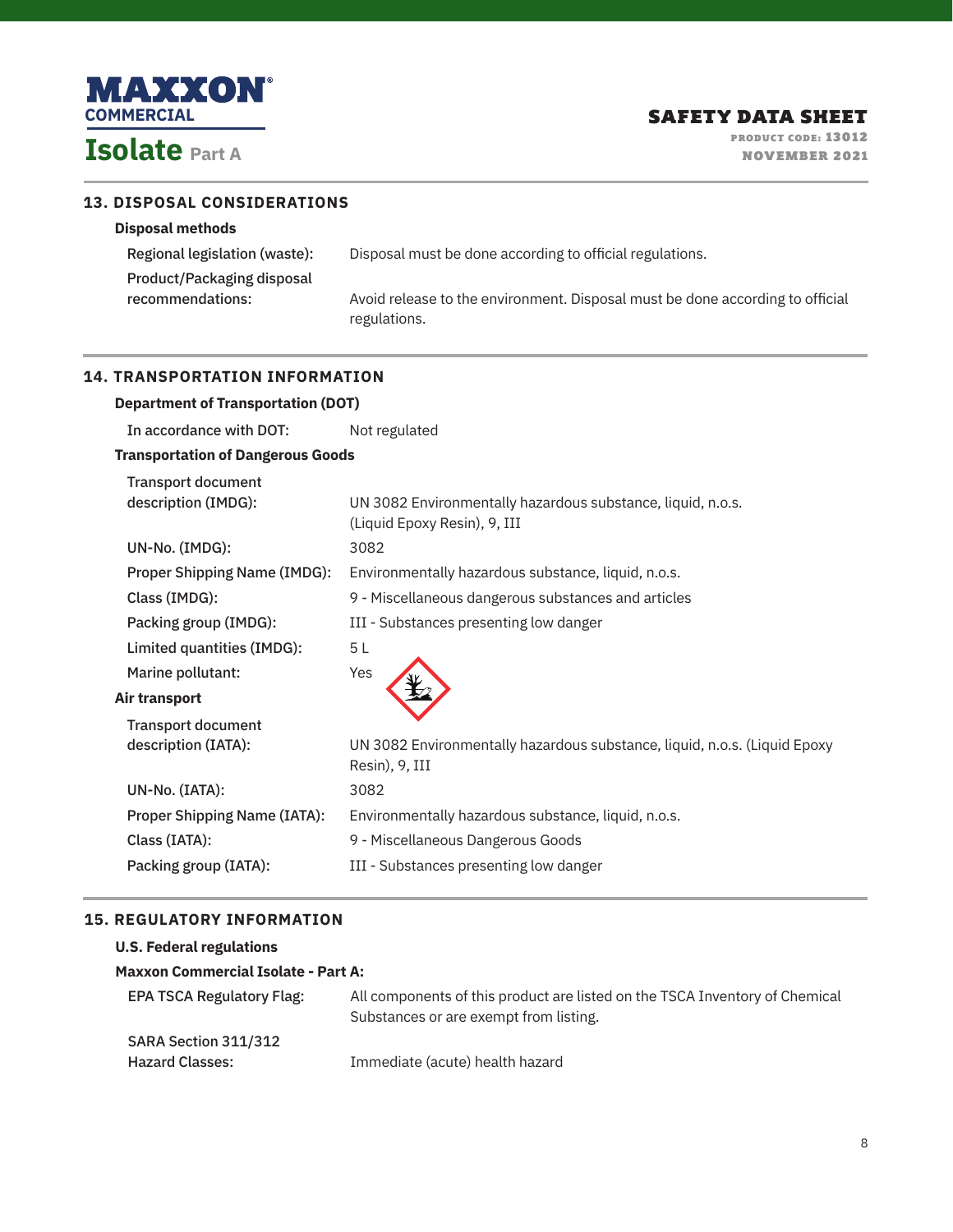## 13. DISPOSAL CONSIDERATIONS

### Disposal methods

| | |
|---|---|
| Regional legislation (waste): | Disposal must be done according to official regulations. |
| Product/Packaging disposal recommendations: | Avoid release to the environment. Disposal must be done according to official regulations. |

## 14. TRANSPORTATION INFORMATION

### Department of Transportation (DOT)

| | |
|---|---|
| In accordance with DOT: | Not regulated |

### Transportation of Dangerous Goods

| | |
|---|---|
| Transport document description (IMDG): | UN 3082 Environmentally hazardous substance, liquid, n.o.s. (Liquid Epoxy Resin), 9, III |
| UN-No. (IMDG): | 3082 |
| Proper Shipping Name (IMDG): | Environmentally hazardous substance, liquid, n.o.s. |
| Class (IMDG): | 9 - Miscellaneous dangerous substances and articles |
| Packing group (IMDG): | III - Substances presenting low danger |
| Limited quantities (IMDG): | 5 L |
| Marine pollutant: | Yes |

### Air transport

| | |
|---|---|
| Transport document description (IATA): | UN 3082 Environmentally hazardous substance, liquid, n.o.s. (Liquid Epoxy Resin), 9, III |
| UN-No. (IATA): | 3082 |
| Proper Shipping Name (IATA): | Environmentally hazardous substance, liquid, n.o.s. |
| Class (IATA): | 9 - Miscellaneous Dangerous Goods |
| Packing group (IATA): | III - Substances presenting low danger |

## 15. REGULATORY INFORMATION

### U.S. Federal regulations

**Maxxon Commercial Isolate - Part A:**

| | |
|---|---|
| EPA TSCA Regulatory Flag: | All components of this product are listed on the TSCA Inventory of Chemical Substances or are exempt from listing. |
| SARA Section 311/312 Hazard Classes: | Immediate (acute) health hazard |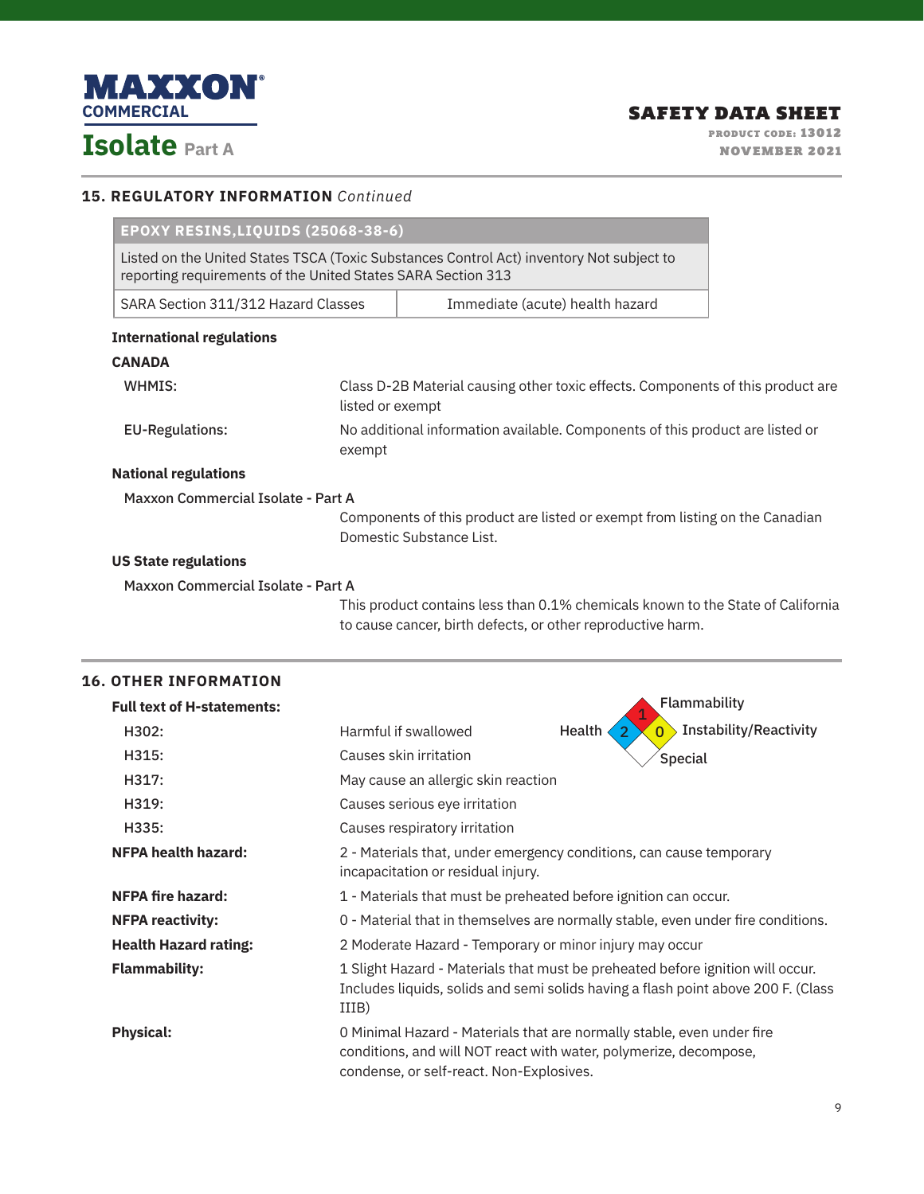## 15. REGULATORY INFORMATION *Continued*

| EPOXY RESINS,LIQUIDS (25068-38-6) | |
|---|---|
| Listed on the United States TSCA (Toxic Substances Control Act) inventory Not subject to reporting requirements of the United States SARA Section 313 | |
| SARA Section 311/312 Hazard Classes | Immediate (acute) health hazard |

**International regulations**

**CANADA**

WHMIS: Class D-2B Material causing other toxic effects. Components of this product are listed or exempt

EU-Regulations: No additional information available. Components of this product are listed or exempt

**National regulations**

Maxxon Commercial Isolate - Part A

Components of this product are listed or exempt from listing on the Canadian Domestic Substance List.

**US State regulations**

Maxxon Commercial Isolate - Part A

This product contains less than 0.1% chemicals known to the State of California to cause cancer, birth defects, or other reproductive harm.

## 16. OTHER INFORMATION

**Full text of H-statements:**

- H302: Harmful if swallowed
- H315: Causes skin irritation
- H317: May cause an allergic skin reaction
- H319: Causes serious eye irritation
- H335: Causes respiratory irritation

Flammability: 1; Health: 2; Instability/Reactivity: 0; Special

**NFPA health hazard:** 2 - Materials that, under emergency conditions, can cause temporary incapacitation or residual injury.

**NFPA fire hazard:** 1 - Materials that must be preheated before ignition can occur.

**NFPA reactivity:** 0 - Material that in themselves are normally stable, even under fire conditions.

**Health Hazard rating:** 2 Moderate Hazard - Temporary or minor injury may occur

**Flammability:** 1 Slight Hazard - Materials that must be preheated before ignition will occur. Includes liquids, solids and semi solids having a flash point above 200 F. (Class IIIB)

**Physical:** 0 Minimal Hazard - Materials that are normally stable, even under fire conditions, and will NOT react with water, polymerize, decompose, condense, or self-react. Non-Explosives.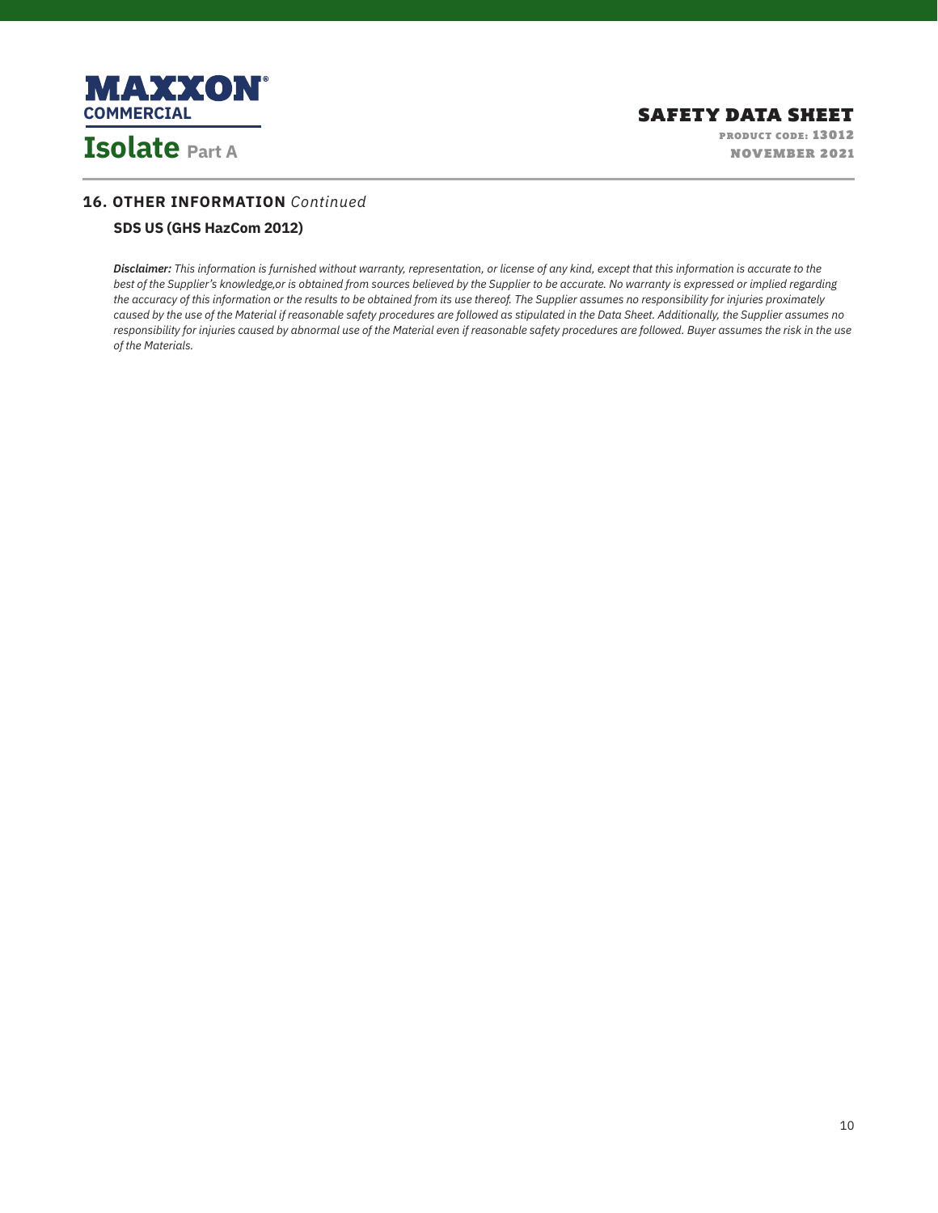## 16. OTHER INFORMATION *Continued*

**SDS US (GHS HazCom 2012)**

***Disclaimer:*** *This information is furnished without warranty, representation, or license of any kind, except that this information is accurate to the best of the Supplier's knowledge,or is obtained from sources believed by the Supplier to be accurate. No warranty is expressed or implied regarding the accuracy of this information or the results to be obtained from its use thereof. The Supplier assumes no responsibility for injuries proximately caused by the use of the Material if reasonable safety procedures are followed as stipulated in the Data Sheet. Additionally, the Supplier assumes no responsibility for injuries caused by abnormal use of the Material even if reasonable safety procedures are followed. Buyer assumes the risk in the use of the Materials.*